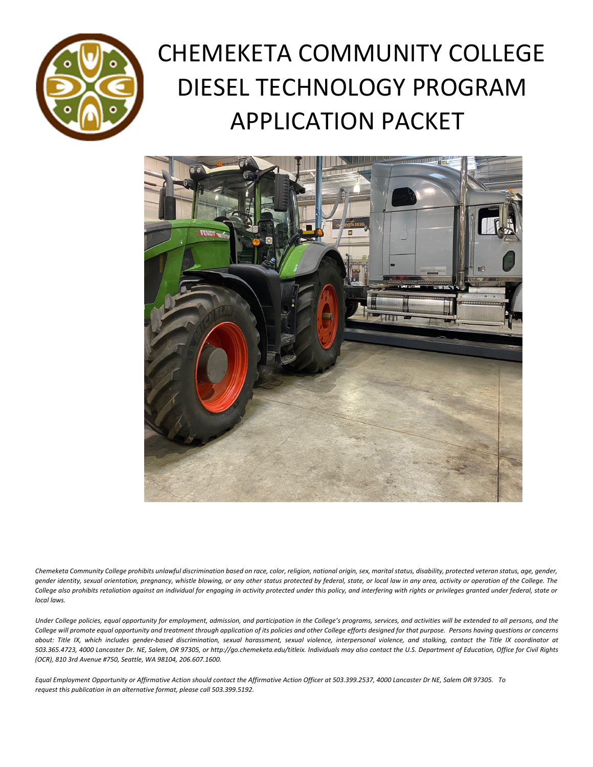# CHEMEKETA COMMUNITY COLLEGE DIESEL TECHNOLOGY PROGRAM APPLICATION PACKET

*Chemeketa Community College prohibits unlawful discrimination based on race, color, religion, national origin, sex, marital status, disability, protected veteran status, age, gender, gender identity, sexual orientation, pregnancy, whistle blowing, or any other status protected by federal, state, or local law in any area, activity or operation of the College. The College also prohibits retaliation against an individual for engaging in activity protected under this policy, and interfering with rights or privileges granted under federal, state or local laws.*

*Under College policies, equal opportunity for employment, admission, and participation in the College's programs, services, and activities will be extended to all persons, and the College will promote equal opportunity and treatment through application of its policies and other College efforts designed for that purpose. Persons having questions or concerns about: Title IX, which includes gender-based discrimination, sexual harassment, sexual violence, interpersonal violence, and stalking, contact the Title IX coordinator at 503.365.4723, 4000 Lancaster Dr. NE, Salem, OR 97305, or http://go.chemeketa.edu/titleix. Individuals may also contact the U.S. Department of Education, Office for Civil Rights (OCR), 810 3rd Avenue #750, Seattle, WA 98104, 206.607.1600.*

*Equal Employment Opportunity or Affirmative Action should contact the Affirmative Action Officer at 503.399.2537, 4000 Lancaster Dr NE, Salem OR 97305. To request this publication in an alternative format, please call 503.399.5192.*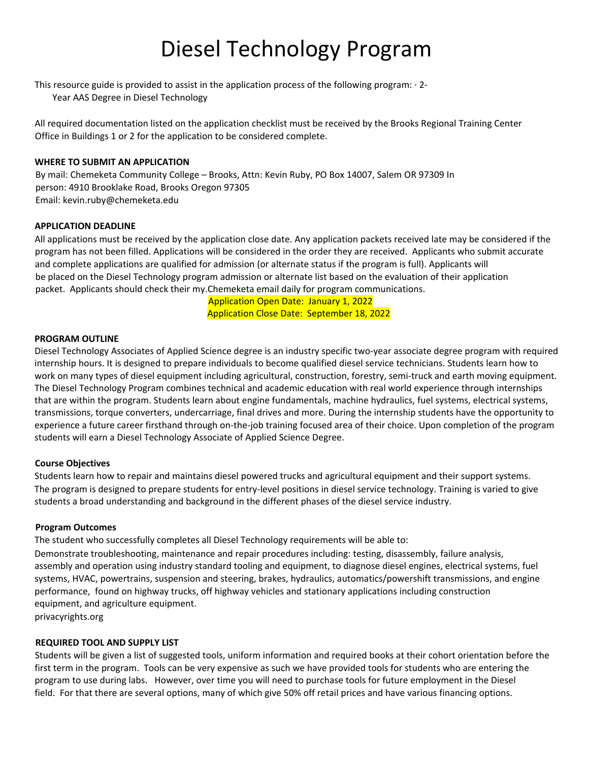# Diesel Technology Program

This resource guide is provided to assist in the application process of the following program: · 2-Year AAS Degree in Diesel Technology

All required documentation listed on the application checklist must be received by the Brooks Regional Training Center Office in Buildings 1 or 2 for the application to be considered complete.

**WHERE TO SUBMIT AN APPLICATION**

By mail: Chemeketa Community College – Brooks, Attn: Kevin Ruby, PO Box 14007, Salem OR 97309 In person: 4910 Brooklake Road, Brooks Oregon 97305
Email: kevin.ruby@chemeketa.edu

**APPLICATION DEADLINE**

All applications must be received by the application close date. Any application packets received late may be considered if the program has not been filled. Applications will be considered in the order they are received. Applicants who submit accurate and complete applications are qualified for admission (or alternate status if the program is full). Applicants will be placed on the Diesel Technology program admission or alternate list based on the evaluation of their application packet. Applicants should check their my.Chemeketa email daily for program communications.

Application Open Date: January 1, 2022
Application Close Date: September 18, 2022

**PROGRAM OUTLINE**

Diesel Technology Associates of Applied Science degree is an industry specific two-year associate degree program with required internship hours. It is designed to prepare individuals to become qualified diesel service technicians. Students learn how to work on many types of diesel equipment including agricultural, construction, forestry, semi-truck and earth moving equipment. The Diesel Technology Program combines technical and academic education with real world experience through internships that are within the program. Students learn about engine fundamentals, machine hydraulics, fuel systems, electrical systems, transmissions, torque converters, undercarriage, final drives and more. During the internship students have the opportunity to experience a future career firsthand through on-the-job training focused area of their choice. Upon completion of the program students will earn a Diesel Technology Associate of Applied Science Degree.

**Course Objectives**

Students learn how to repair and maintains diesel powered trucks and agricultural equipment and their support systems. The program is designed to prepare students for entry-level positions in diesel service technology. Training is varied to give students a broad understanding and background in the different phases of the diesel service industry.

**Program Outcomes**

The student who successfully completes all Diesel Technology requirements will be able to:

Demonstrate troubleshooting, maintenance and repair procedures including: testing, disassembly, failure analysis, assembly and operation using industry standard tooling and equipment, to diagnose diesel engines, electrical systems, fuel systems, HVAC, powertrains, suspension and steering, brakes, hydraulics, automatics/powershift transmissions, and engine performance, found on highway trucks, off highway vehicles and stationary applications including construction equipment, and agriculture equipment.
privacyrights.org

**REQUIRED TOOL AND SUPPLY LIST**

Students will be given a list of suggested tools, uniform information and required books at their cohort orientation before the first term in the program. Tools can be very expensive as such we have provided tools for students who are entering the program to use during labs. However, over time you will need to purchase tools for future employment in the Diesel field. For that there are several options, many of which give 50% off retail prices and have various financing options.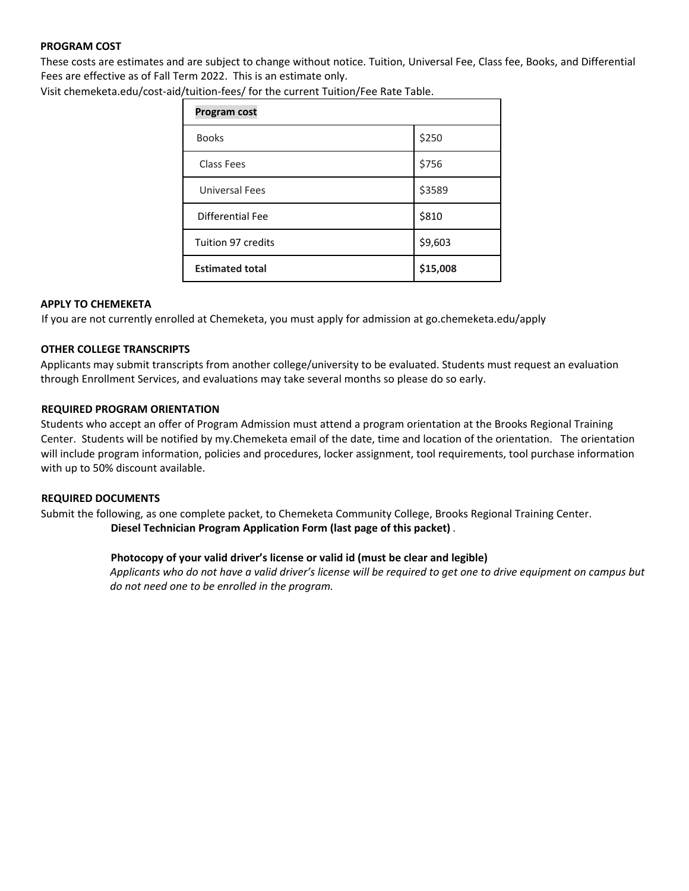## PROGRAM COST

These costs are estimates and are subject to change without notice. Tuition, Universal Fee, Class fee, Books, and Differential Fees are effective as of Fall Term 2022. This is an estimate only.
Visit chemeketa.edu/cost-aid/tuition-fees/ for the current Tuition/Fee Rate Table.

| **Program cost** | |
|---|---|
| Books | $250 |
| Class Fees | $756 |
| Universal Fees | $3589 |
| Differential Fee | $810 |
| Tuition 97 credits | $9,603 |
| **Estimated total** | **$15,008** |

## APPLY TO CHEMEKETA

If you are not currently enrolled at Chemeketa, you must apply for admission at go.chemeketa.edu/apply

## OTHER COLLEGE TRANSCRIPTS

Applicants may submit transcripts from another college/university to be evaluated. Students must request an evaluation through Enrollment Services, and evaluations may take several months so please do so early.

## REQUIRED PROGRAM ORIENTATION

Students who accept an offer of Program Admission must attend a program orientation at the Brooks Regional Training Center. Students will be notified by my.Chemeketa email of the date, time and location of the orientation. The orientation will include program information, policies and procedures, locker assignment, tool requirements, tool purchase information with up to 50% discount available.

## REQUIRED DOCUMENTS

Submit the following, as one complete packet, to Chemeketa Community College, Brooks Regional Training Center.

**Diesel Technician Program Application Form (last page of this packet)** .

**Photocopy of your valid driver's license or valid id (must be clear and legible)**
*Applicants who do not have a valid driver's license will be required to get one to drive equipment on campus but do not need one to be enrolled in the program.*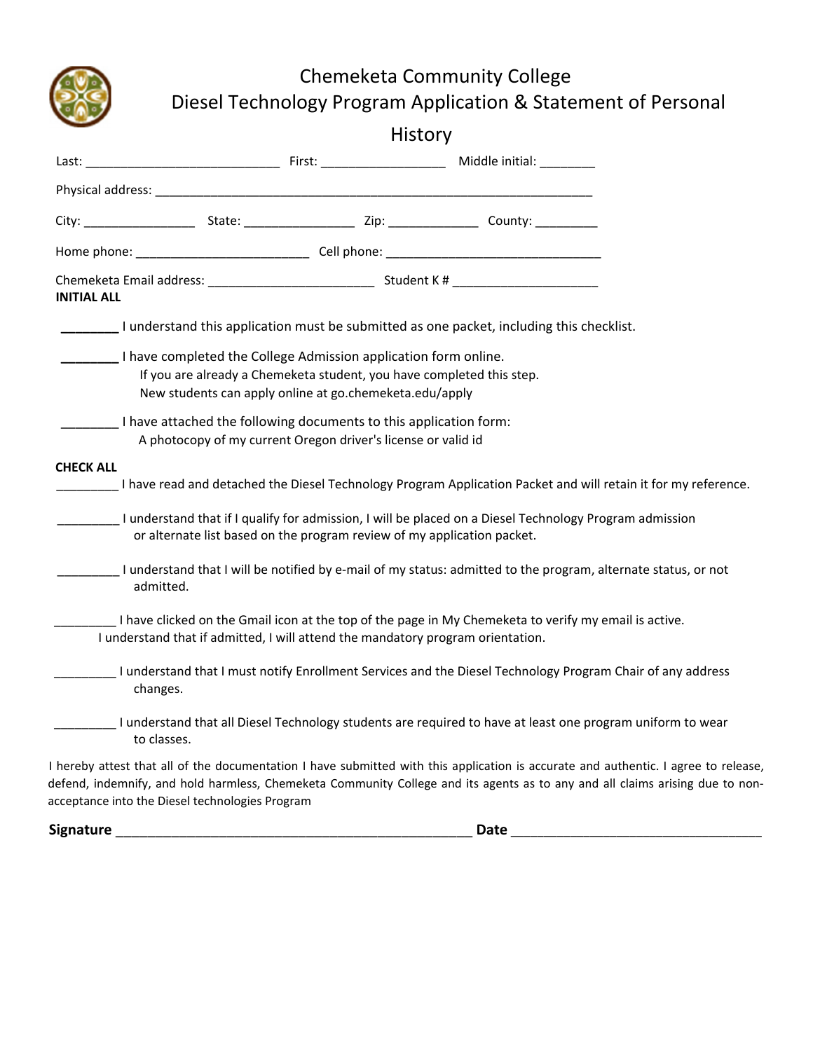# Chemeketa Community College
# Diesel Technology Program Application & Statement of Personal History

Last: ____________________________ First: __________________ Middle initial: ________

Physical address: _________________________________________________________________

City: ________________ State: ________________ Zip: _____________ County: _________

Home phone: _________________________ Cell phone: _______________________________

Chemeketa Email address: ________________________ Student K # _____________________

**INITIAL ALL**

________ I understand this application must be submitted as one packet, including this checklist.

________ I have completed the College Admission application form online.
If you are already a Chemeketa student, you have completed this step.
New students can apply online at go.chemeketa.edu/apply

________ I have attached the following documents to this application form:
A photocopy of my current Oregon driver's license or valid id

**CHECK ALL**

_________ I have read and detached the Diesel Technology Program Application Packet and will retain it for my reference.

_________ I understand that if I qualify for admission, I will be placed on a Diesel Technology Program admission or alternate list based on the program review of my application packet.

_________ I understand that I will be notified by e-mail of my status: admitted to the program, alternate status, or not admitted.

_________ I have clicked on the Gmail icon at the top of the page in My Chemeketa to verify my email is active.
I understand that if admitted, I will attend the mandatory program orientation.

_________ I understand that I must notify Enrollment Services and the Diesel Technology Program Chair of any address changes.

_________ I understand that all Diesel Technology students are required to have at least one program uniform to wear to classes.

I hereby attest that all of the documentation I have submitted with this application is accurate and authentic. I agree to release, defend, indemnify, and hold harmless, Chemeketa Community College and its agents as to any and all claims arising due to non-acceptance into the Diesel technologies Program

**Signature** ________________________________________________ **Date** __________________________________